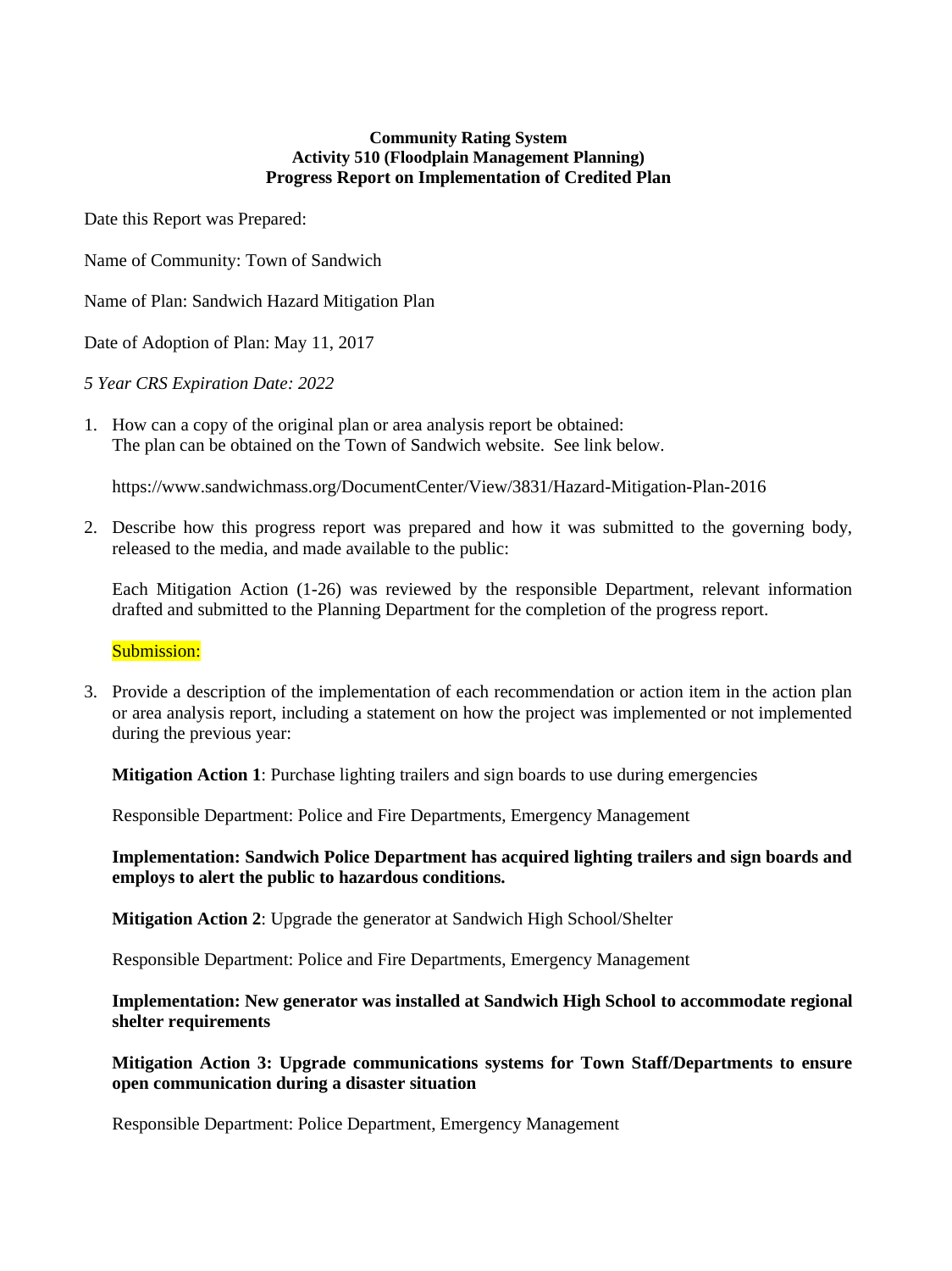**Community Rating System**
**Activity 510 (Floodplain Management Planning)**
**Progress Report on Implementation of Credited Plan**

Date this Report was Prepared:

Name of Community: Town of Sandwich

Name of Plan: Sandwich Hazard Mitigation Plan

Date of Adoption of Plan: May 11, 2017

*5 Year CRS Expiration Date: 2022*

1. How can a copy of the original plan or area analysis report be obtained:
   The plan can be obtained on the Town of Sandwich website. See link below.

   https://www.sandwichmass.org/DocumentCenter/View/3831/Hazard-Mitigation-Plan-2016

2. Describe how this progress report was prepared and how it was submitted to the governing body, released to the media, and made available to the public:

   Each Mitigation Action (1-26) was reviewed by the responsible Department, relevant information drafted and submitted to the Planning Department for the completion of the progress report.

   Submission:

3. Provide a description of the implementation of each recommendation or action item in the action plan or area analysis report, including a statement on how the project was implemented or not implemented during the previous year:

   **Mitigation Action 1**: Purchase lighting trailers and sign boards to use during emergencies

   Responsible Department: Police and Fire Departments, Emergency Management

   **Implementation: Sandwich Police Department has acquired lighting trailers and sign boards and employs to alert the public to hazardous conditions.**

   **Mitigation Action 2**: Upgrade the generator at Sandwich High School/Shelter

   Responsible Department: Police and Fire Departments, Emergency Management

   **Implementation: New generator was installed at Sandwich High School to accommodate regional shelter requirements**

   **Mitigation Action 3: Upgrade communications systems for Town Staff/Departments to ensure open communication during a disaster situation**

   Responsible Department: Police Department, Emergency Management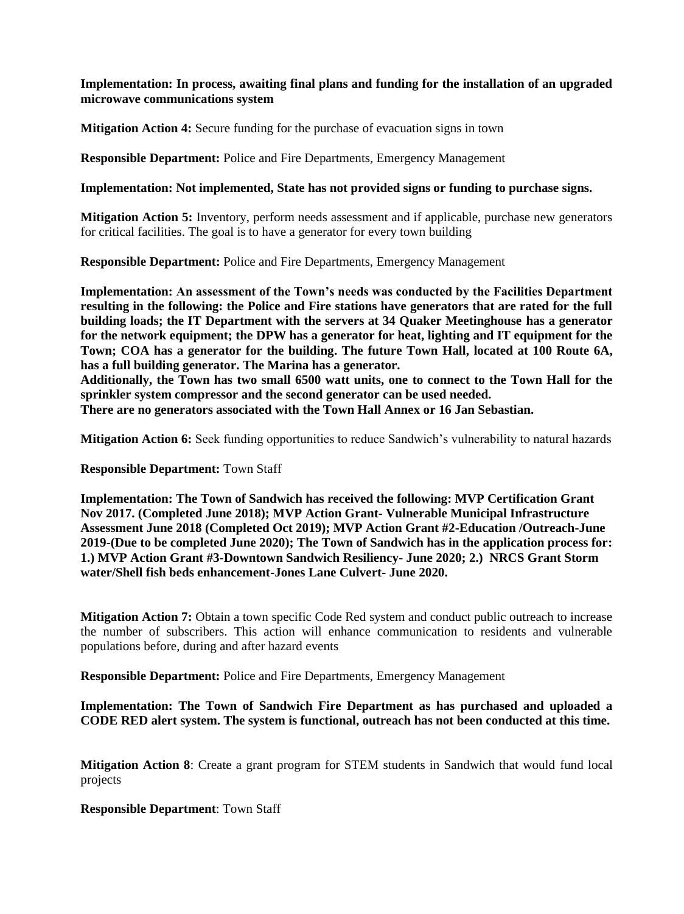**Implementation: In process, awaiting final plans and funding for the installation of an upgraded microwave communications system**

**Mitigation Action 4:** Secure funding for the purchase of evacuation signs in town

**Responsible Department:** Police and Fire Departments, Emergency Management

**Implementation: Not implemented, State has not provided signs or funding to purchase signs.**

**Mitigation Action 5:** Inventory, perform needs assessment and if applicable, purchase new generators for critical facilities. The goal is to have a generator for every town building

**Responsible Department:** Police and Fire Departments, Emergency Management

**Implementation: An assessment of the Town's needs was conducted by the Facilities Department resulting in the following: the Police and Fire stations have generators that are rated for the full building loads; the IT Department with the servers at 34 Quaker Meetinghouse has a generator for the network equipment; the DPW has a generator for heat, lighting and IT equipment for the Town; COA has a generator for the building. The future Town Hall, located at 100 Route 6A, has a full building generator. The Marina has a generator.**
**Additionally, the Town has two small 6500 watt units, one to connect to the Town Hall for the sprinkler system compressor and the second generator can be used needed.**
**There are no generators associated with the Town Hall Annex or 16 Jan Sebastian.**

**Mitigation Action 6:** Seek funding opportunities to reduce Sandwich's vulnerability to natural hazards

**Responsible Department:** Town Staff

**Implementation: The Town of Sandwich has received the following: MVP Certification Grant Nov 2017. (Completed June 2018); MVP Action Grant- Vulnerable Municipal Infrastructure Assessment June 2018 (Completed Oct 2019); MVP Action Grant #2-Education /Outreach-June 2019-(Due to be completed June 2020); The Town of Sandwich has in the application process for: 1.) MVP Action Grant #3-Downtown Sandwich Resiliency- June 2020; 2.) NRCS Grant Storm water/Shell fish beds enhancement-Jones Lane Culvert- June 2020.**

**Mitigation Action 7:** Obtain a town specific Code Red system and conduct public outreach to increase the number of subscribers. This action will enhance communication to residents and vulnerable populations before, during and after hazard events

**Responsible Department:** Police and Fire Departments, Emergency Management

**Implementation: The Town of Sandwich Fire Department as has purchased and uploaded a CODE RED alert system. The system is functional, outreach has not been conducted at this time.**

**Mitigation Action 8**: Create a grant program for STEM students in Sandwich that would fund local projects

**Responsible Department**: Town Staff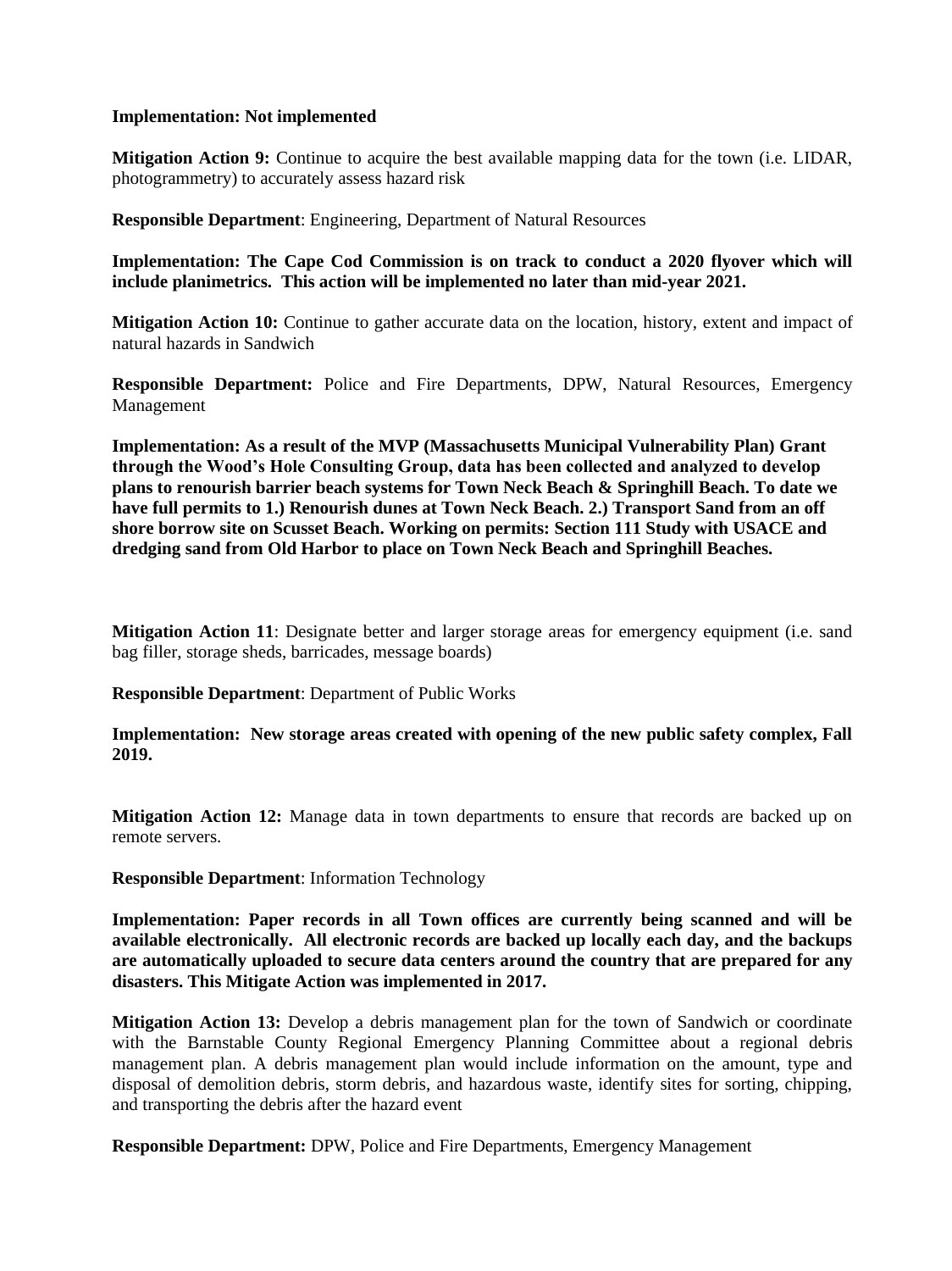**Implementation: Not implemented**

**Mitigation Action 9:** Continue to acquire the best available mapping data for the town (i.e. LIDAR, photogrammetry) to accurately assess hazard risk

**Responsible Department**: Engineering, Department of Natural Resources

**Implementation: The Cape Cod Commission is on track to conduct a 2020 flyover which will include planimetrics. This action will be implemented no later than mid-year 2021.**

**Mitigation Action 10:** Continue to gather accurate data on the location, history, extent and impact of natural hazards in Sandwich

**Responsible Department:** Police and Fire Departments, DPW, Natural Resources, Emergency Management

**Implementation: As a result of the MVP (Massachusetts Municipal Vulnerability Plan) Grant through the Wood's Hole Consulting Group, data has been collected and analyzed to develop plans to renourish barrier beach systems for Town Neck Beach & Springhill Beach. To date we have full permits to 1.) Renourish dunes at Town Neck Beach. 2.) Transport Sand from an off shore borrow site on Scusset Beach. Working on permits: Section 111 Study with USACE and dredging sand from Old Harbor to place on Town Neck Beach and Springhill Beaches.**

**Mitigation Action 11**: Designate better and larger storage areas for emergency equipment (i.e. sand bag filler, storage sheds, barricades, message boards)

**Responsible Department**: Department of Public Works

**Implementation: New storage areas created with opening of the new public safety complex, Fall 2019.**

**Mitigation Action 12:** Manage data in town departments to ensure that records are backed up on remote servers.

**Responsible Department**: Information Technology

**Implementation: Paper records in all Town offices are currently being scanned and will be available electronically. All electronic records are backed up locally each day, and the backups are automatically uploaded to secure data centers around the country that are prepared for any disasters. This Mitigate Action was implemented in 2017.**

**Mitigation Action 13:** Develop a debris management plan for the town of Sandwich or coordinate with the Barnstable County Regional Emergency Planning Committee about a regional debris management plan. A debris management plan would include information on the amount, type and disposal of demolition debris, storm debris, and hazardous waste, identify sites for sorting, chipping, and transporting the debris after the hazard event

**Responsible Department:** DPW, Police and Fire Departments, Emergency Management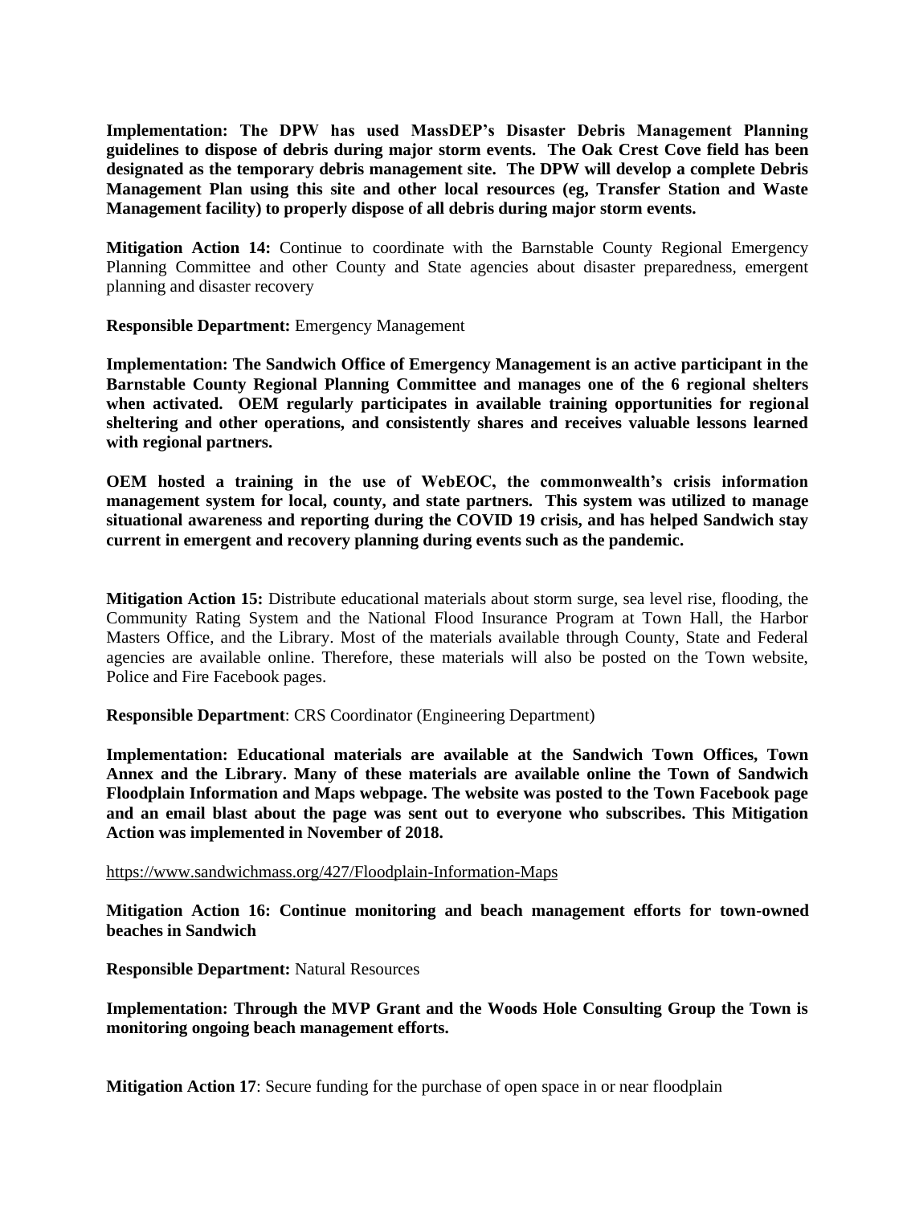**Implementation: The DPW has used MassDEP's Disaster Debris Management Planning guidelines to dispose of debris during major storm events. The Oak Crest Cove field has been designated as the temporary debris management site. The DPW will develop a complete Debris Management Plan using this site and other local resources (eg, Transfer Station and Waste Management facility) to properly dispose of all debris during major storm events.**

**Mitigation Action 14:** Continue to coordinate with the Barnstable County Regional Emergency Planning Committee and other County and State agencies about disaster preparedness, emergent planning and disaster recovery

**Responsible Department:** Emergency Management

**Implementation: The Sandwich Office of Emergency Management is an active participant in the Barnstable County Regional Planning Committee and manages one of the 6 regional shelters when activated. OEM regularly participates in available training opportunities for regional sheltering and other operations, and consistently shares and receives valuable lessons learned with regional partners.**

**OEM hosted a training in the use of WebEOC, the commonwealth's crisis information management system for local, county, and state partners. This system was utilized to manage situational awareness and reporting during the COVID 19 crisis, and has helped Sandwich stay current in emergent and recovery planning during events such as the pandemic.**

**Mitigation Action 15:** Distribute educational materials about storm surge, sea level rise, flooding, the Community Rating System and the National Flood Insurance Program at Town Hall, the Harbor Masters Office, and the Library. Most of the materials available through County, State and Federal agencies are available online. Therefore, these materials will also be posted on the Town website, Police and Fire Facebook pages.

**Responsible Department**: CRS Coordinator (Engineering Department)

**Implementation: Educational materials are available at the Sandwich Town Offices, Town Annex and the Library. Many of these materials are available online the Town of Sandwich Floodplain Information and Maps webpage. The website was posted to the Town Facebook page and an email blast about the page was sent out to everyone who subscribes. This Mitigation Action was implemented in November of 2018.**

https://www.sandwichmass.org/427/Floodplain-Information-Maps

**Mitigation Action 16: Continue monitoring and beach management efforts for town-owned beaches in Sandwich**

**Responsible Department:** Natural Resources

**Implementation: Through the MVP Grant and the Woods Hole Consulting Group the Town is monitoring ongoing beach management efforts.**

**Mitigation Action 17**: Secure funding for the purchase of open space in or near floodplain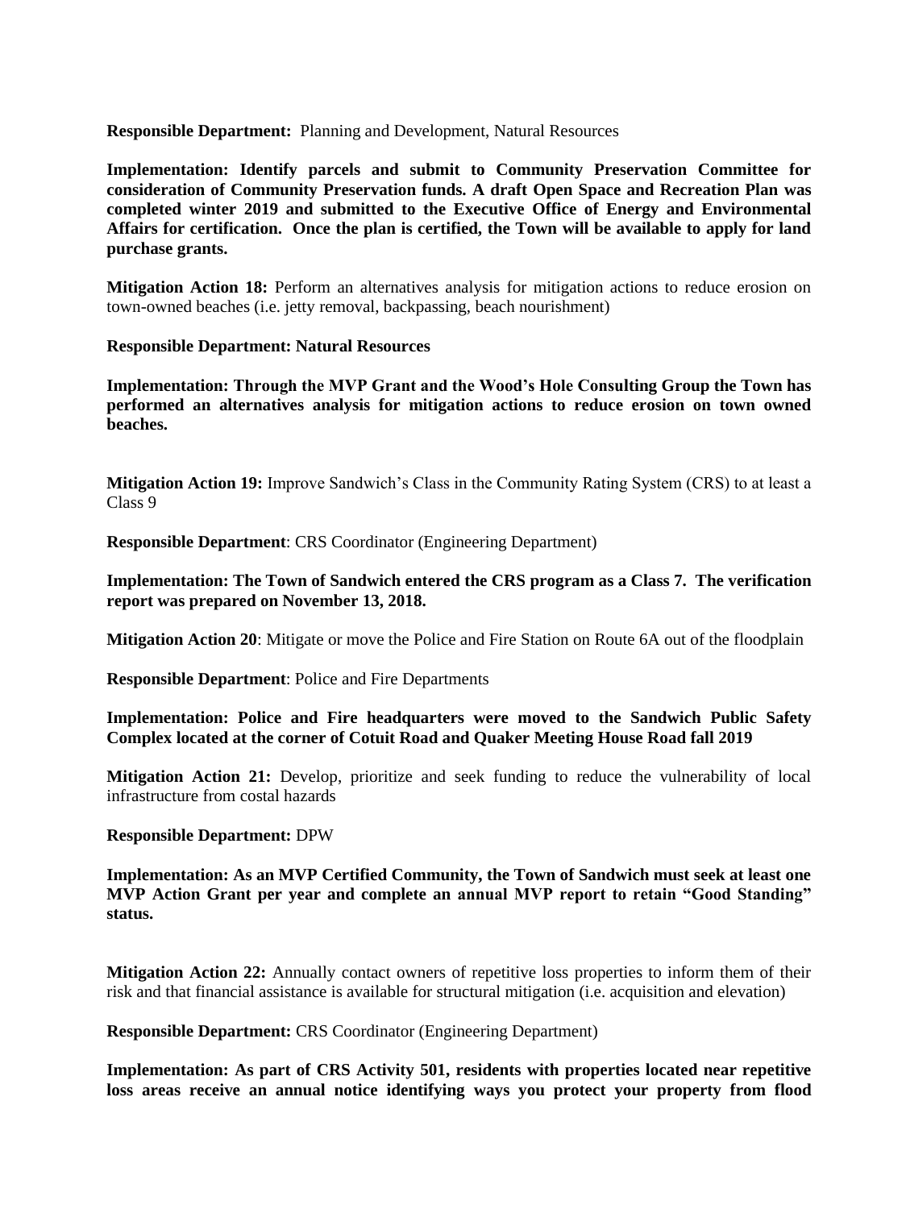**Responsible Department:** Planning and Development, Natural Resources

**Implementation: Identify parcels and submit to Community Preservation Committee for consideration of Community Preservation funds. A draft Open Space and Recreation Plan was completed winter 2019 and submitted to the Executive Office of Energy and Environmental Affairs for certification. Once the plan is certified, the Town will be available to apply for land purchase grants.**

**Mitigation Action 18:** Perform an alternatives analysis for mitigation actions to reduce erosion on town-owned beaches (i.e. jetty removal, backpassing, beach nourishment)

**Responsible Department: Natural Resources**

**Implementation: Through the MVP Grant and the Wood's Hole Consulting Group the Town has performed an alternatives analysis for mitigation actions to reduce erosion on town owned beaches.**

**Mitigation Action 19:** Improve Sandwich's Class in the Community Rating System (CRS) to at least a Class 9

**Responsible Department**: CRS Coordinator (Engineering Department)

**Implementation: The Town of Sandwich entered the CRS program as a Class 7. The verification report was prepared on November 13, 2018.**

**Mitigation Action 20**: Mitigate or move the Police and Fire Station on Route 6A out of the floodplain

**Responsible Department**: Police and Fire Departments

**Implementation: Police and Fire headquarters were moved to the Sandwich Public Safety Complex located at the corner of Cotuit Road and Quaker Meeting House Road fall 2019**

**Mitigation Action 21:** Develop, prioritize and seek funding to reduce the vulnerability of local infrastructure from costal hazards

**Responsible Department:** DPW

**Implementation: As an MVP Certified Community, the Town of Sandwich must seek at least one MVP Action Grant per year and complete an annual MVP report to retain "Good Standing" status.**

**Mitigation Action 22:** Annually contact owners of repetitive loss properties to inform them of their risk and that financial assistance is available for structural mitigation (i.e. acquisition and elevation)

**Responsible Department:** CRS Coordinator (Engineering Department)

**Implementation: As part of CRS Activity 501, residents with properties located near repetitive loss areas receive an annual notice identifying ways you protect your property from flood**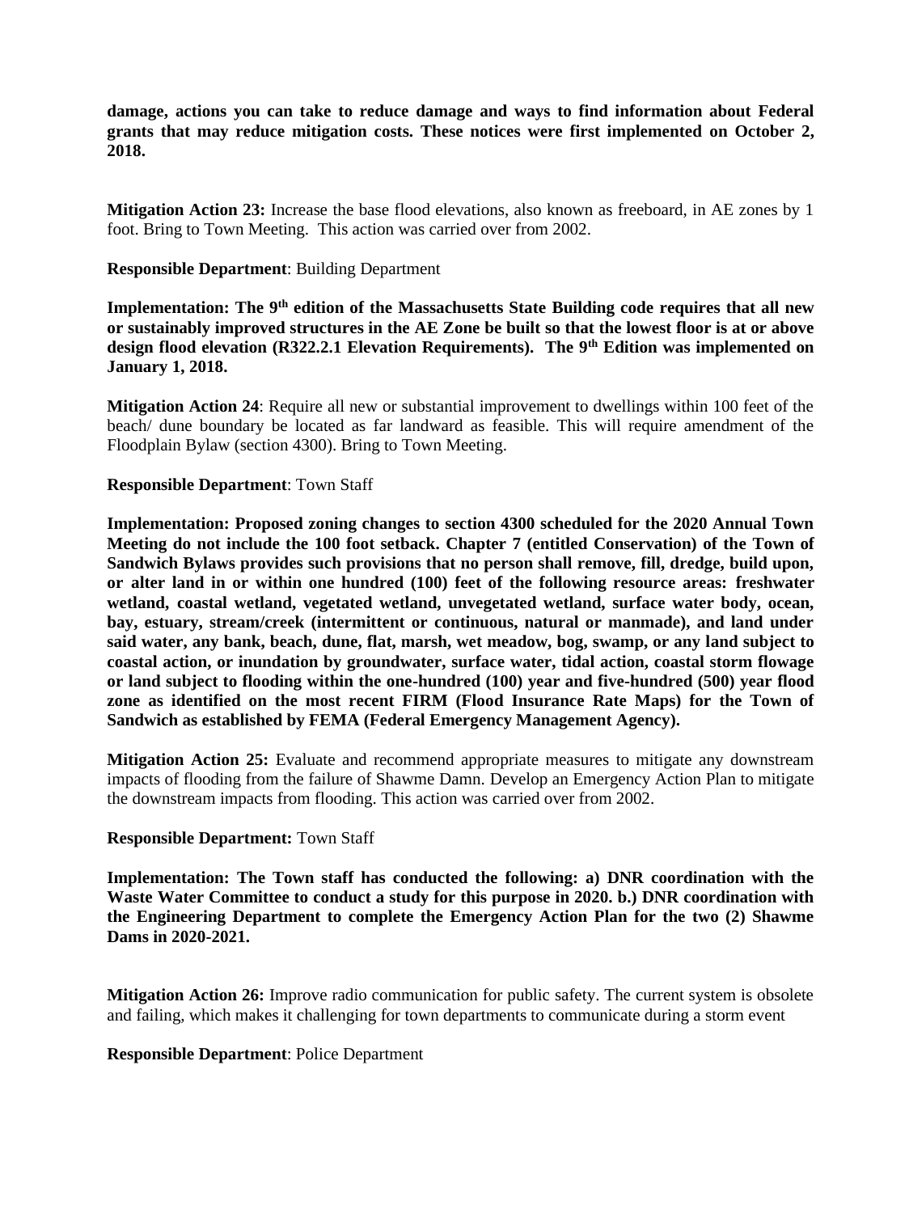**damage, actions you can take to reduce damage and ways to find information about Federal grants that may reduce mitigation costs. These notices were first implemented on October 2, 2018.**

**Mitigation Action 23:** Increase the base flood elevations, also known as freeboard, in AE zones by 1 foot. Bring to Town Meeting. This action was carried over from 2002.

**Responsible Department**: Building Department

**Implementation: The 9th edition of the Massachusetts State Building code requires that all new or sustainably improved structures in the AE Zone be built so that the lowest floor is at or above design flood elevation (R322.2.1 Elevation Requirements). The 9th Edition was implemented on January 1, 2018.**

**Mitigation Action 24**: Require all new or substantial improvement to dwellings within 100 feet of the beach/ dune boundary be located as far landward as feasible. This will require amendment of the Floodplain Bylaw (section 4300). Bring to Town Meeting.

**Responsible Department**: Town Staff

**Implementation: Proposed zoning changes to section 4300 scheduled for the 2020 Annual Town Meeting do not include the 100 foot setback. Chapter 7 (entitled Conservation) of the Town of Sandwich Bylaws provides such provisions that no person shall remove, fill, dredge, build upon, or alter land in or within one hundred (100) feet of the following resource areas: freshwater wetland, coastal wetland, vegetated wetland, unvegetated wetland, surface water body, ocean, bay, estuary, stream/creek (intermittent or continuous, natural or manmade), and land under said water, any bank, beach, dune, flat, marsh, wet meadow, bog, swamp, or any land subject to coastal action, or inundation by groundwater, surface water, tidal action, coastal storm flowage or land subject to flooding within the one-hundred (100) year and five-hundred (500) year flood zone as identified on the most recent FIRM (Flood Insurance Rate Maps) for the Town of Sandwich as established by FEMA (Federal Emergency Management Agency).**

**Mitigation Action 25:** Evaluate and recommend appropriate measures to mitigate any downstream impacts of flooding from the failure of Shawme Damn. Develop an Emergency Action Plan to mitigate the downstream impacts from flooding. This action was carried over from 2002.

**Responsible Department:** Town Staff

**Implementation: The Town staff has conducted the following: a) DNR coordination with the Waste Water Committee to conduct a study for this purpose in 2020. b.) DNR coordination with the Engineering Department to complete the Emergency Action Plan for the two (2) Shawme Dams in 2020-2021.**

**Mitigation Action 26:** Improve radio communication for public safety. The current system is obsolete and failing, which makes it challenging for town departments to communicate during a storm event

**Responsible Department**: Police Department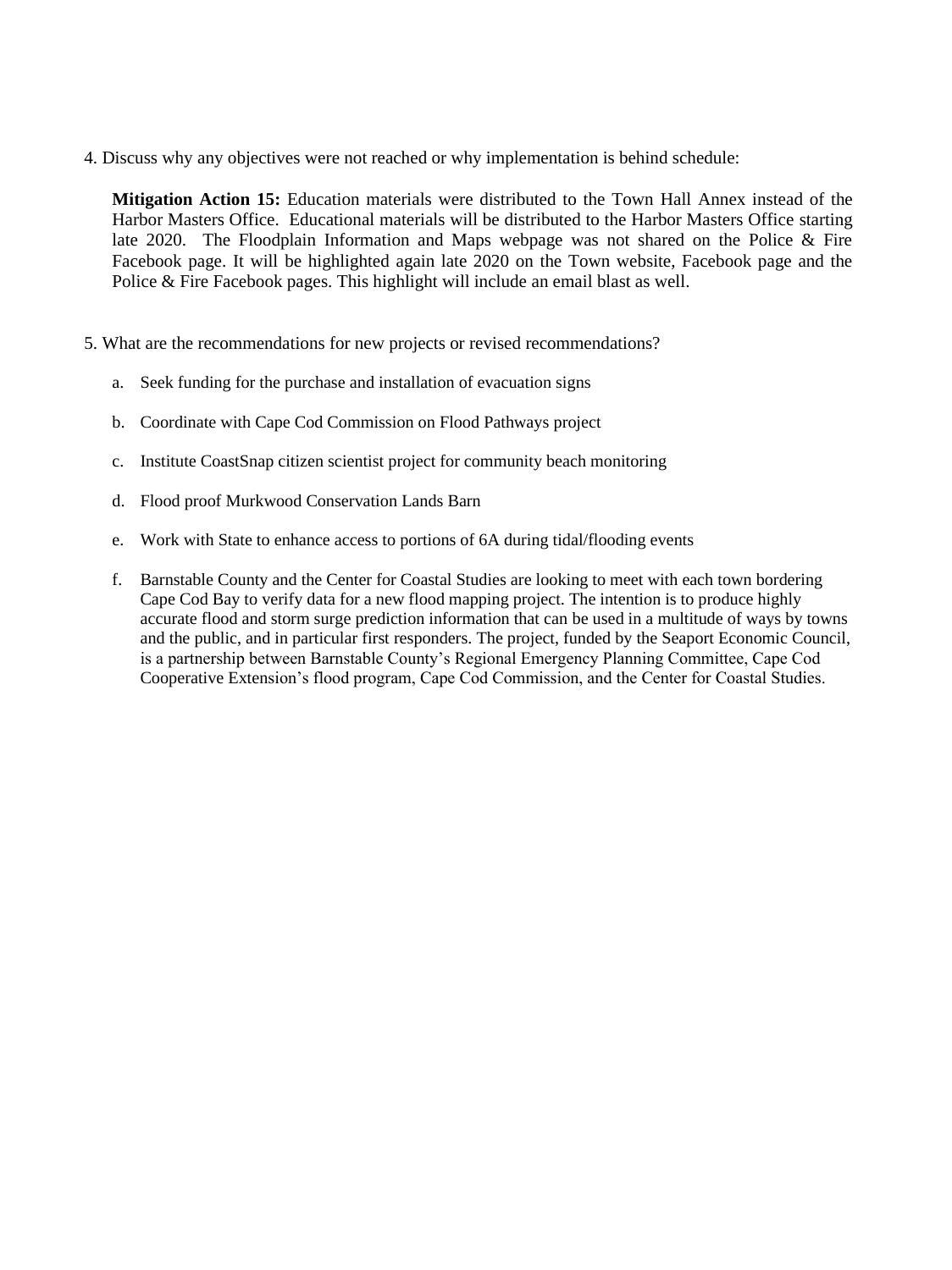4. Discuss why any objectives were not reached or why implementation is behind schedule:

**Mitigation Action 15:** Education materials were distributed to the Town Hall Annex instead of the Harbor Masters Office. Educational materials will be distributed to the Harbor Masters Office starting late 2020. The Floodplain Information and Maps webpage was not shared on the Police & Fire Facebook page. It will be highlighted again late 2020 on the Town website, Facebook page and the Police & Fire Facebook pages. This highlight will include an email blast as well.

5. What are the recommendations for new projects or revised recommendations?

a. Seek funding for the purchase and installation of evacuation signs

b. Coordinate with Cape Cod Commission on Flood Pathways project

c. Institute CoastSnap citizen scientist project for community beach monitoring

d. Flood proof Murkwood Conservation Lands Barn

e. Work with State to enhance access to portions of 6A during tidal/flooding events

f. Barnstable County and the Center for Coastal Studies are looking to meet with each town bordering Cape Cod Bay to verify data for a new flood mapping project. The intention is to produce highly accurate flood and storm surge prediction information that can be used in a multitude of ways by towns and the public, and in particular first responders. The project, funded by the Seaport Economic Council, is a partnership between Barnstable County's Regional Emergency Planning Committee, Cape Cod Cooperative Extension's flood program, Cape Cod Commission, and the Center for Coastal Studies.